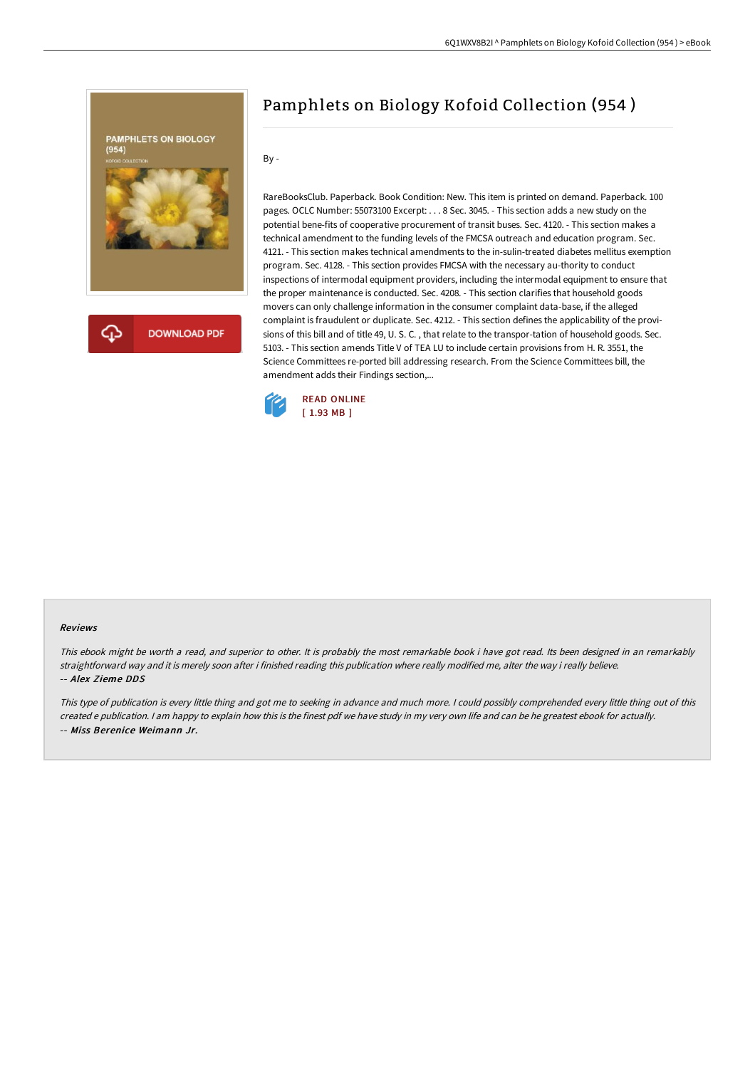# Pamphlets on Biology Kofoid Collection (954 )

By -

RareBooksClub. Paperback. Book Condition: New. This item is printed on demand. Paperback. 100 pages. OCLC Number: 55073100 Excerpt: . . . 8 Sec. 3045. - This section adds a new study on the potential bene-fits of cooperative procurement of transit buses. Sec. 4120. - This section makes a technical amendment to the funding levels of the FMCSA outreach and education program. Sec. 4121. - This section makes technical amendments to the in-sulin-treated diabetes mellitus exemption program. Sec. 4128. - This section provides FMCSA with the necessary au-thority to conduct inspections of intermodal equipment providers, including the intermodal equipment to ensure that the proper maintenance is conducted. Sec. 4208. - This section clarifies that household goods movers can only challenge information in the consumer complaint data-base, if the alleged complaint is fraudulent or duplicate. Sec. 4212. - This section defines the applicability of the provi-sions of this bill and of title 49, U. S. C. , that relate to the transpor-tation of household goods. Sec. 5103. - This section amends Title V of TEA LU to include certain provisions from H. R. 3551, the Science Committees re-ported bill addressing research. From the Science Committees bill, the amendment adds their Findings section,...

READ ONLINE
[ 1.93 MB ]

#### Reviews

*This ebook might be worth a read, and superior to other. It is probably the most remarkable book i have got read. Its been designed in an remarkably straightforward way and it is merely soon after i finished reading this publication where really modified me, alter the way i really believe.*
*-- Alex Zieme DDS*

*This type of publication is every little thing and got me to seeking in advance and much more. I could possibly comprehended every little thing out of this created e publication. I am happy to explain how this is the finest pdf we have study in my very own life and can be he greatest ebook for actually.*
*-- Miss Berenice Weimann Jr.*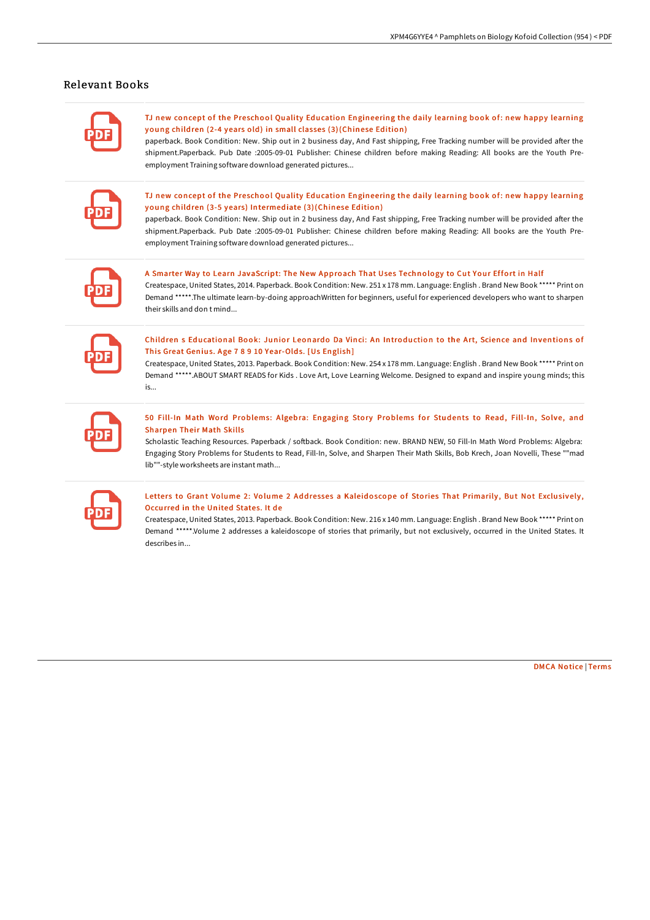## Relevant Books

**TJ new concept of the Preschool Quality Education Engineering the daily learning book of: new happy learning young children (2-4 years old) in small classes (3)(Chinese Edition)**

paperback. Book Condition: New. Ship out in 2 business day, And Fast shipping, Free Tracking number will be provided after the shipment.Paperback. Pub Date :2005-09-01 Publisher: Chinese children before making Reading: All books are the Youth Pre-employment Training software download generated pictures...

**TJ new concept of the Preschool Quality Education Engineering the daily learning book of: new happy learning young children (3-5 years) Intermediate (3)(Chinese Edition)**

paperback. Book Condition: New. Ship out in 2 business day, And Fast shipping, Free Tracking number will be provided after the shipment.Paperback. Pub Date :2005-09-01 Publisher: Chinese children before making Reading: All books are the Youth Pre-employment Training software download generated pictures...

**A Smarter Way to Learn JavaScript: The New Approach That Uses Technology to Cut Your Effort in Half**

Createspace, United States, 2014. Paperback. Book Condition: New. 251 x 178 mm. Language: English . Brand New Book ***** Print on Demand *****.The ultimate learn-by-doing approachWritten for beginners, useful for experienced developers who want to sharpen their skills and don t mind...

**Children s Educational Book: Junior Leonardo Da Vinci: An Introduction to the Art, Science and Inventions of This Great Genius. Age 7 8 9 10 Year-Olds. [Us English]**

Createspace, United States, 2013. Paperback. Book Condition: New. 254 x 178 mm. Language: English . Brand New Book ***** Print on Demand *****.ABOUT SMART READS for Kids . Love Art, Love Learning Welcome. Designed to expand and inspire young minds; this is...

**50 Fill-In Math Word Problems: Algebra: Engaging Story Problems for Students to Read, Fill-In, Solve, and Sharpen Their Math Skills**

Scholastic Teaching Resources. Paperback / softback. Book Condition: new. BRAND NEW, 50 Fill-In Math Word Problems: Algebra: Engaging Story Problems for Students to Read, Fill-In, Solve, and Sharpen Their Math Skills, Bob Krech, Joan Novelli, These ""mad lib""-style worksheets are instant math...

**Letters to Grant Volume 2: Volume 2 Addresses a Kaleidoscope of Stories That Primarily, But Not Exclusively, Occurred in the United States. It de**

Createspace, United States, 2013. Paperback. Book Condition: New. 216 x 140 mm. Language: English . Brand New Book ***** Print on Demand *****.Volume 2 addresses a kaleidoscope of stories that primarily, but not exclusively, occurred in the United States. It describes in...

DMCA Notice | Terms